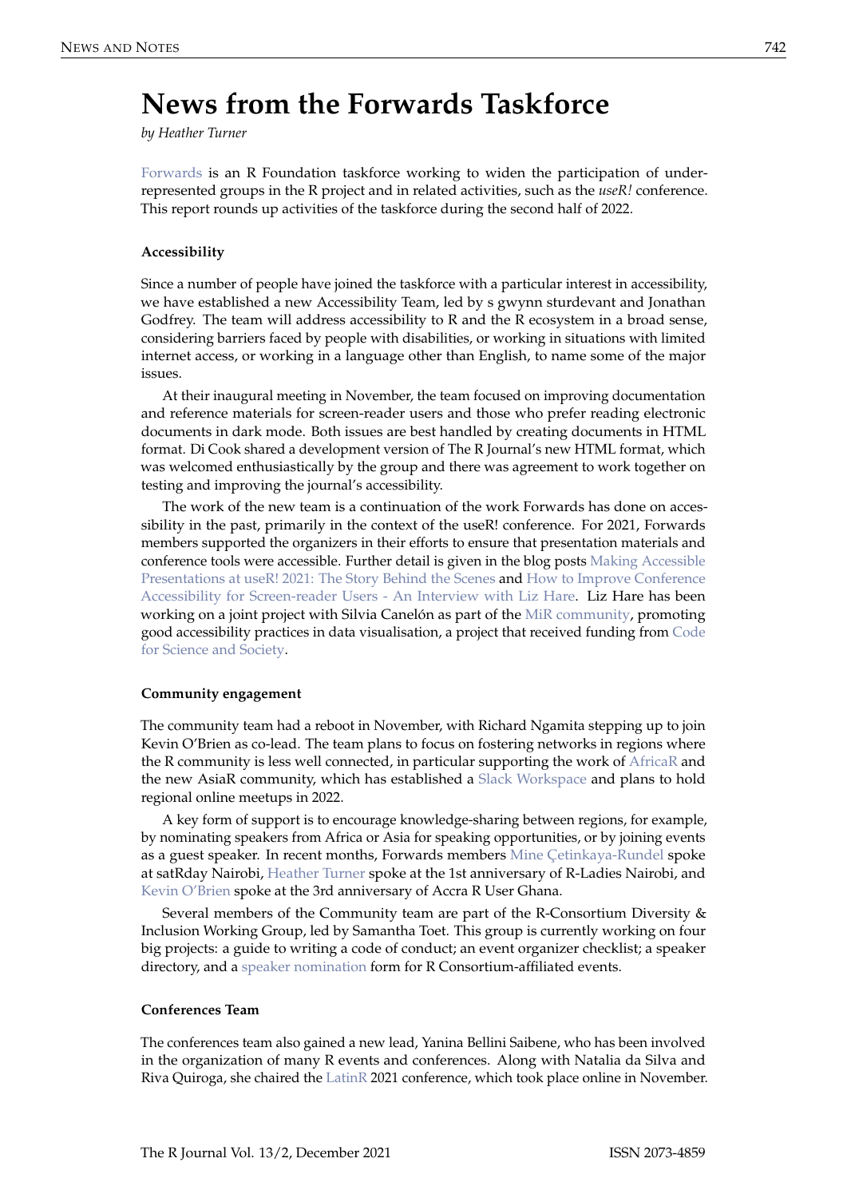# News from the Forwards Taskforce

*by Heather Turner*

Forwards is an R Foundation taskforce working to widen the participation of under-represented groups in the R project and in related activities, such as the *useR!* conference. This report rounds up activities of the taskforce during the second half of 2022.

### Accessibility

Since a number of people have joined the taskforce with a particular interest in accessibility, we have established a new Accessibility Team, led by s gwynn sturdevant and Jonathan Godfrey. The team will address accessibility to R and the R ecosystem in a broad sense, considering barriers faced by people with disabilities, or working in situations with limited internet access, or working in a language other than English, to name some of the major issues.

At their inaugural meeting in November, the team focused on improving documentation and reference materials for screen-reader users and those who prefer reading electronic documents in dark mode. Both issues are best handled by creating documents in HTML format. Di Cook shared a development version of The R Journal's new HTML format, which was welcomed enthusiastically by the group and there was agreement to work together on testing and improving the journal's accessibility.

The work of the new team is a continuation of the work Forwards has done on accessibility in the past, primarily in the context of the useR! conference. For 2021, Forwards members supported the organizers in their efforts to ensure that presentation materials and conference tools were accessible. Further detail is given in the blog posts Making Accessible Presentations at useR! 2021: The Story Behind the Scenes and How to Improve Conference Accessibility for Screen-reader Users - An Interview with Liz Hare. Liz Hare has been working on a joint project with Silvia Canelón as part of the MiR community, promoting good accessibility practices in data visualisation, a project that received funding from Code for Science and Society.

### Community engagement

The community team had a reboot in November, with Richard Ngamita stepping up to join Kevin O'Brien as co-lead. The team plans to focus on fostering networks in regions where the R community is less well connected, in particular supporting the work of AfricaR and the new AsiaR community, which has established a Slack Workspace and plans to hold regional online meetups in 2022.

A key form of support is to encourage knowledge-sharing between regions, for example, by nominating speakers from Africa or Asia for speaking opportunities, or by joining events as a guest speaker. In recent months, Forwards members Mine Çetinkaya-Rundel spoke at satRday Nairobi, Heather Turner spoke at the 1st anniversary of R-Ladies Nairobi, and Kevin O'Brien spoke at the 3rd anniversary of Accra R User Ghana.

Several members of the Community team are part of the R-Consortium Diversity & Inclusion Working Group, led by Samantha Toet. This group is currently working on four big projects: a guide to writing a code of conduct; an event organizer checklist; a speaker directory, and a speaker nomination form for R Consortium-affiliated events.

### Conferences Team

The conferences team also gained a new lead, Yanina Bellini Saibene, who has been involved in the organization of many R events and conferences. Along with Natalia da Silva and Riva Quiroga, she chaired the LatinR 2021 conference, which took place online in November.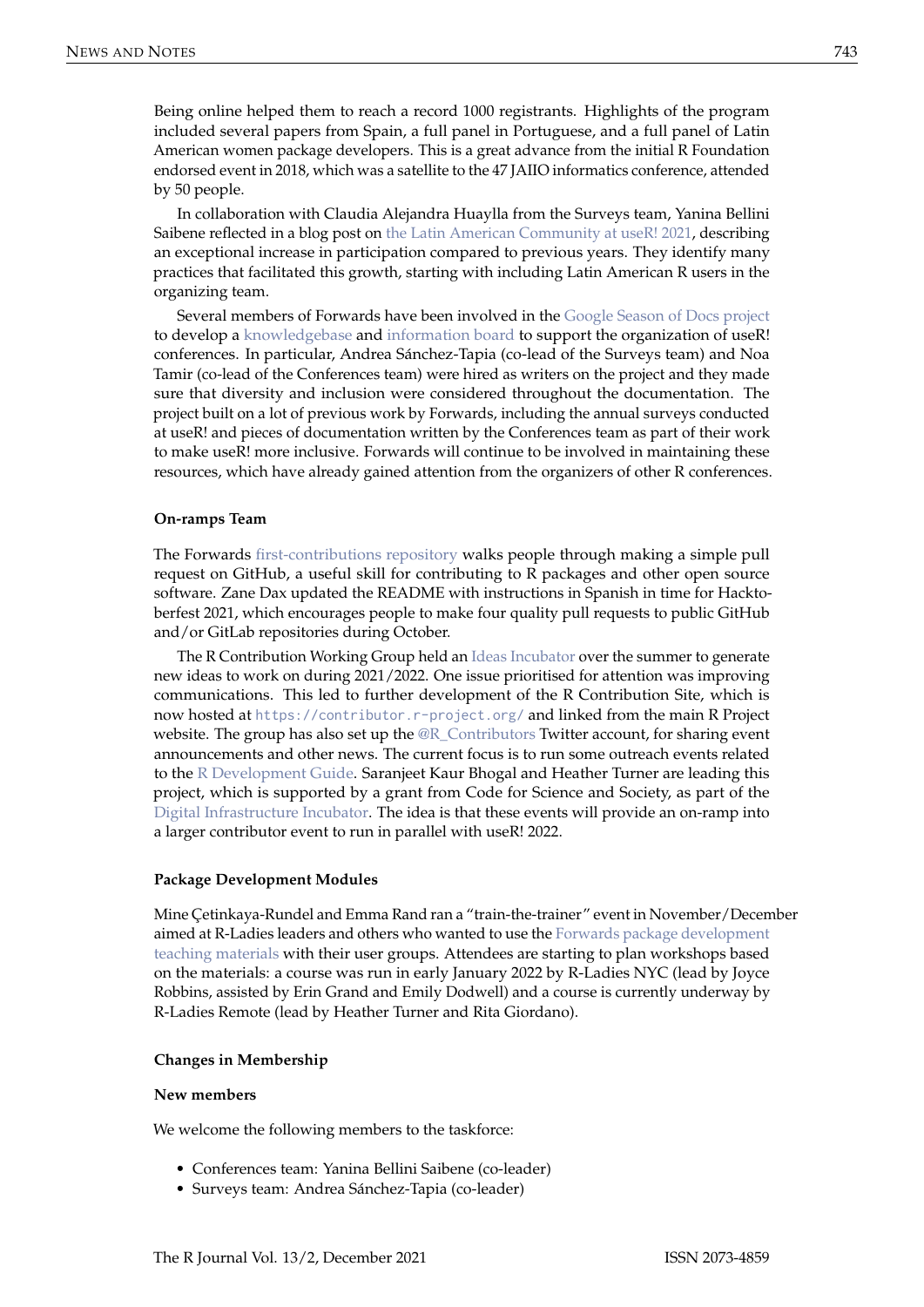Being online helped them to reach a record 1000 registrants. Highlights of the program included several papers from Spain, a full panel in Portuguese, and a full panel of Latin American women package developers. This is a great advance from the initial R Foundation endorsed event in 2018, which was a satellite to the 47 JAIIO informatics conference, attended by 50 people.

In collaboration with Claudia Alejandra Huaylla from the Surveys team, Yanina Bellini Saibene reflected in a blog post on the Latin American Community at useR! 2021, describing an exceptional increase in participation compared to previous years. They identify many practices that facilitated this growth, starting with including Latin American R users in the organizing team.

Several members of Forwards have been involved in the Google Season of Docs project to develop a knowledgebase and information board to support the organization of useR! conferences. In particular, Andrea Sánchez-Tapia (co-lead of the Surveys team) and Noa Tamir (co-lead of the Conferences team) were hired as writers on the project and they made sure that diversity and inclusion were considered throughout the documentation. The project built on a lot of previous work by Forwards, including the annual surveys conducted at useR! and pieces of documentation written by the Conferences team as part of their work to make useR! more inclusive. Forwards will continue to be involved in maintaining these resources, which have already gained attention from the organizers of other R conferences.

**On-ramps Team**

The Forwards first-contributions repository walks people through making a simple pull request on GitHub, a useful skill for contributing to R packages and other open source software. Zane Dax updated the README with instructions in Spanish in time for Hacktoberfest 2021, which encourages people to make four quality pull requests to public GitHub and/or GitLab repositories during October.

The R Contribution Working Group held an Ideas Incubator over the summer to generate new ideas to work on during 2021/2022. One issue prioritised for attention was improving communications. This led to further development of the R Contribution Site, which is now hosted at `https://contributor.r-project.org/` and linked from the main R Project website. The group has also set up the @R_Contributors Twitter account, for sharing event announcements and other news. The current focus is to run some outreach events related to the R Development Guide. Saranjeet Kaur Bhogal and Heather Turner are leading this project, which is supported by a grant from Code for Science and Society, as part of the Digital Infrastructure Incubator. The idea is that these events will provide an on-ramp into a larger contributor event to run in parallel with useR! 2022.

**Package Development Modules**

Mine Çetinkaya-Rundel and Emma Rand ran a "train-the-trainer" event in November/December aimed at R-Ladies leaders and others who wanted to use the Forwards package development teaching materials with their user groups. Attendees are starting to plan workshops based on the materials: a course was run in early January 2022 by R-Ladies NYC (lead by Joyce Robbins, assisted by Erin Grand and Emily Dodwell) and a course is currently underway by R-Ladies Remote (lead by Heather Turner and Rita Giordano).

**Changes in Membership**

**New members**

We welcome the following members to the taskforce:

- Conferences team: Yanina Bellini Saibene (co-leader)
- Surveys team: Andrea Sánchez-Tapia (co-leader)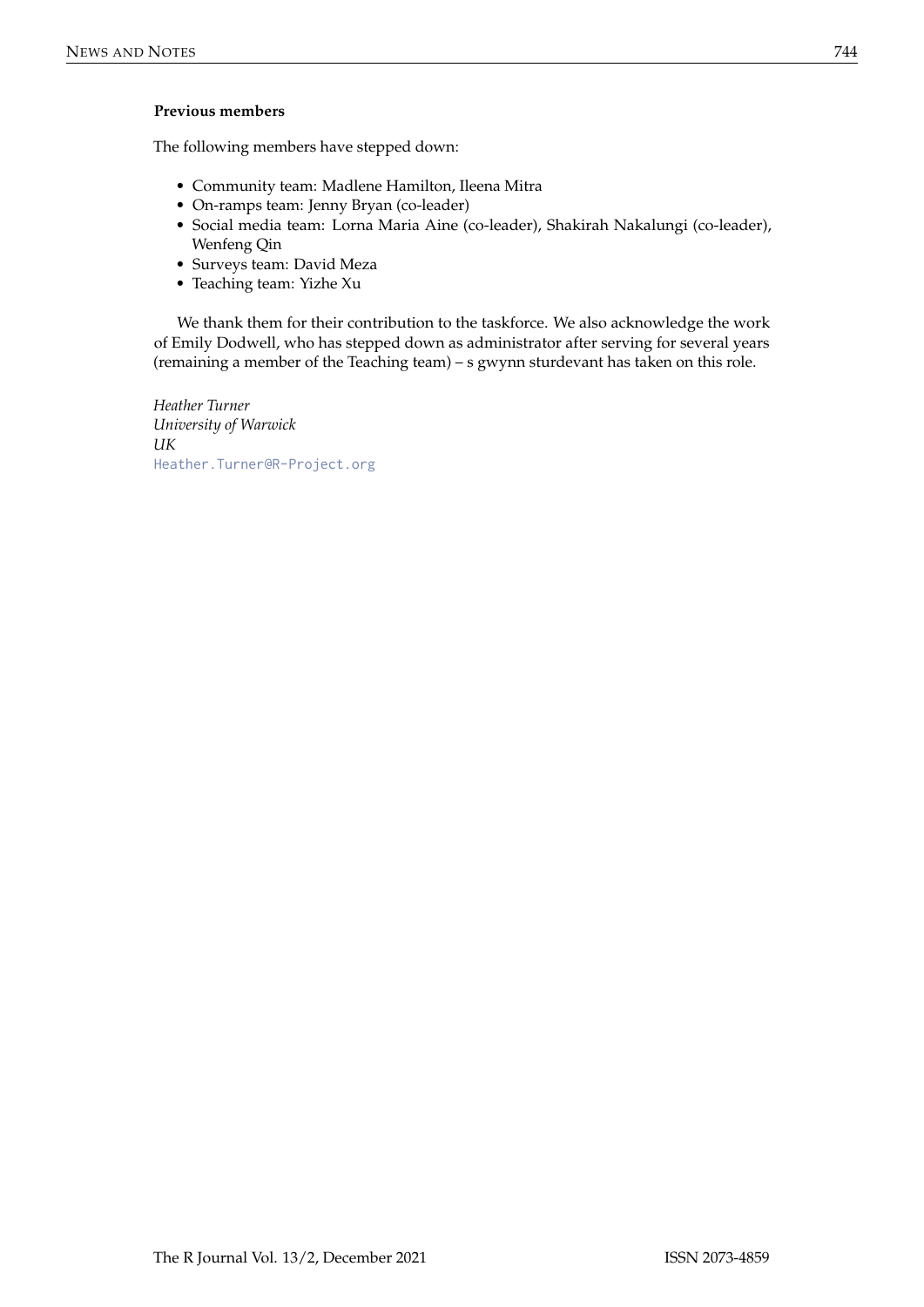### Previous members

The following members have stepped down:

- Community team: Madlene Hamilton, Ileena Mitra
- On-ramps team: Jenny Bryan (co-leader)
- Social media team: Lorna Maria Aine (co-leader), Shakirah Nakalungi (co-leader), Wenfeng Qin
- Surveys team: David Meza
- Teaching team: Yizhe Xu

We thank them for their contribution to the taskforce. We also acknowledge the work of Emily Dodwell, who has stepped down as administrator after serving for several years (remaining a member of the Teaching team) – s gwynn sturdevant has taken on this role.

*Heather Turner*
*University of Warwick*
*UK*
Heather.Turner@R-Project.org